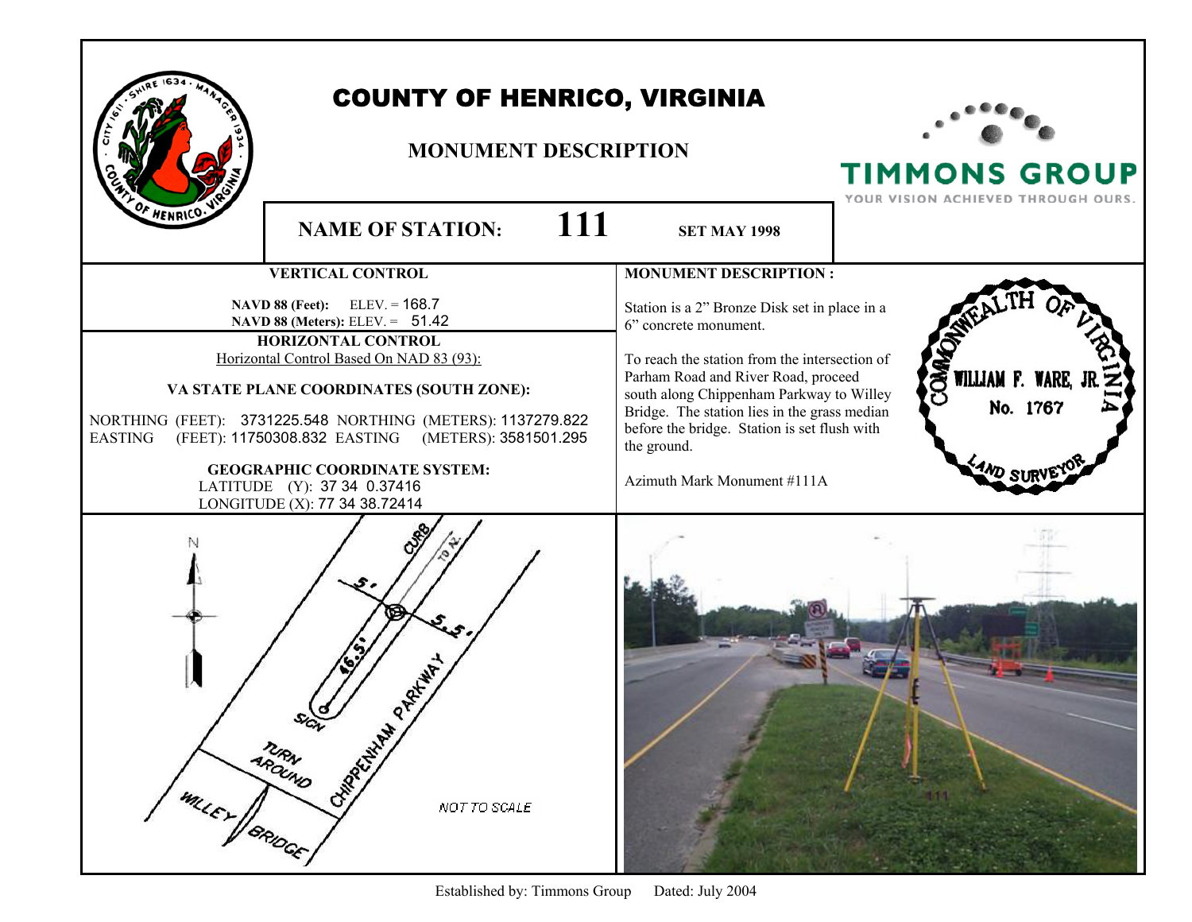# COUNTY OF HENRICO, VIRGINIA

## MONUMENT DESCRIPTION

TIMMONS GROUP
YOUR VISION ACHIEVED THROUGH OURS.

**NAME OF STATION:** **111** **SET MAY 1998**

### VERTICAL CONTROL

**NAVD 88 (Feet):** ELEV. = 168.7
**NAVD 88 (Meters):** ELEV. = 51.42

### HORIZONTAL CONTROL

Horizontal Control Based On NAD 83 (93):

**VA STATE PLANE COORDINATES (SOUTH ZONE):**

NORTHING (FEET): 3731225.548 NORTHING (METERS): 1137279.822
EASTING (FEET): 11750308.832 EASTING (METERS): 3581501.295

**GEOGRAPHIC COORDINATE SYSTEM:**

LATITUDE (Y): 37 34 0.37416
LONGITUDE (X): 77 34 38.72414

### MONUMENT DESCRIPTION :

Station is a 2" Bronze Disk set in place in a 6" concrete monument.

To reach the station from the intersection of Parham Road and River Road, proceed south along Chippenham Parkway to Willey Bridge. The station lies in the grass median before the bridge. Station is set flush with the ground.

Azimuth Mark Monument #111A

COMMONWEALTH OF VIRGINIA
WILLIAM F. WARE, JR.
No. 1767
LAND SURVEYOR

N
CURB
TO AZ.
5'
5.5'
46.5'
SIGN
CHIPPENHAM PARKWAY
TURN AROUND
WILLEY BRIDGE
NOT TO SCALE

Established by: Timmons Group Dated: July 2004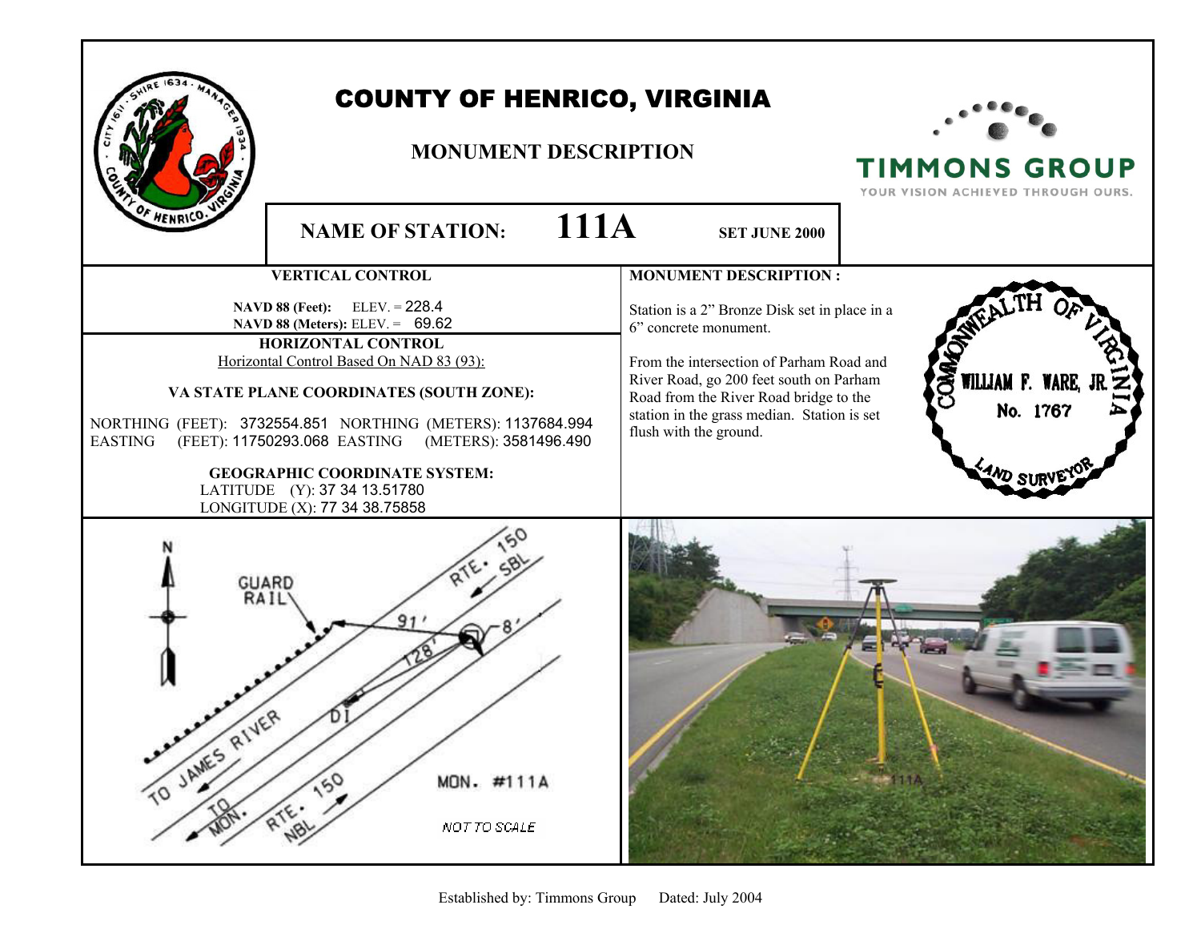# COUNTY OF HENRICO, VIRGINIA

## MONUMENT DESCRIPTION

**NAME OF STATION:** **111A** **SET JUNE 2000**

### VERTICAL CONTROL

**NAVD 88 (Feet):** ELEV. = 228.4
**NAVD 88 (Meters):** ELEV. = 69.62

### HORIZONTAL CONTROL

Horizontal Control Based On NAD 83 (93):

**VA STATE PLANE COORDINATES (SOUTH ZONE):**

NORTHING (FEET): 3732554.851 NORTHING (METERS): 1137684.994
EASTING (FEET): 11750293.068 EASTING (METERS): 3581496.490

**GEOGRAPHIC COORDINATE SYSTEM:**

LATITUDE (Y): 37 34 13.51780
LONGITUDE (X): 77 34 38.75858

### MONUMENT DESCRIPTION :

Station is a 2" Bronze Disk set in place in a 6" concrete monument.

From the intersection of Parham Road and River Road, go 200 feet south on Parham Road from the River Road bridge to the station in the grass median. Station is set flush with the ground.

COMMONWEALTH OF VIRGINIA
WILLIAM F. WARE, JR.
No. 1767
LAND SURVEYOR

N
GUARD RAIL
RTE. 150 SBL
91'
8'
128'
DI
TO JAMES RIVER
TO MON.
RTE. 150 NBL
MON. #111A
NOT TO SCALE

Established by: Timmons Group Dated: July 2004